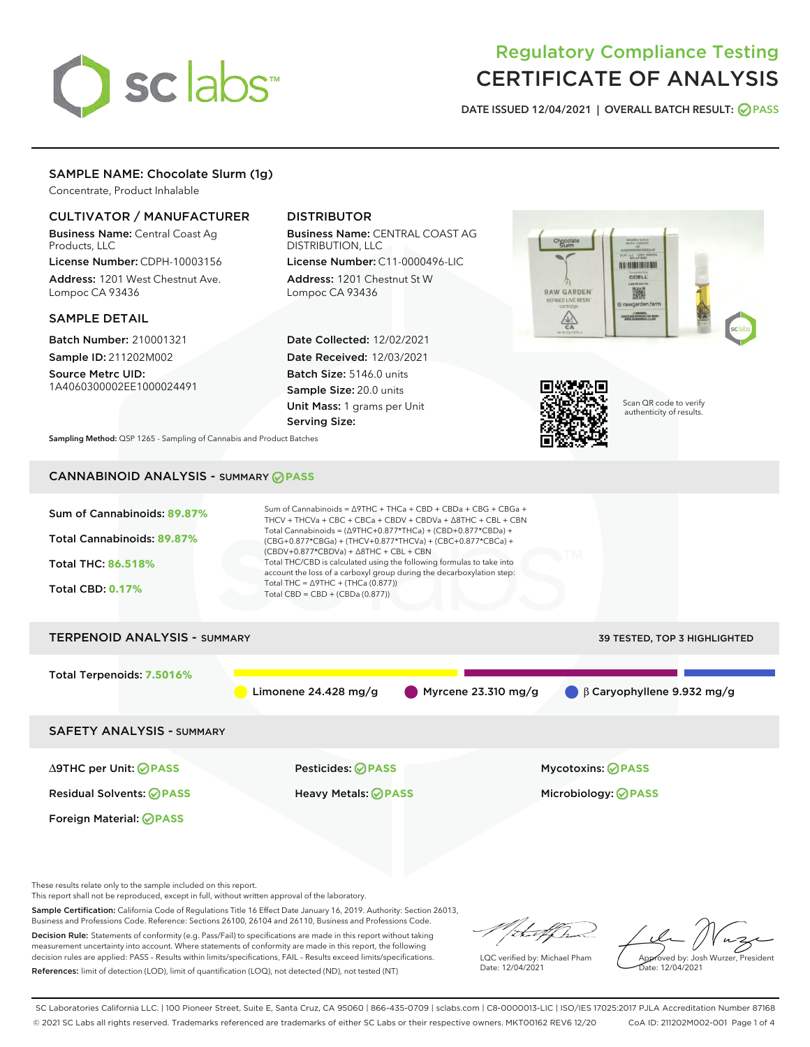# Regulatory Compliance Testing
# CERTIFICATE OF ANALYSIS

DATE ISSUED 12/04/2021 | OVERALL BATCH RESULT: PASS

## SAMPLE NAME: Chocolate Slurm (1g)

Concentrate, Product Inhalable

### CULTIVATOR / MANUFACTURER

**Business Name:** Central Coast Ag Products, LLC

**License Number:** CDPH-10003156

**Address:** 1201 West Chestnut Ave. Lompoc CA 93436

### DISTRIBUTOR

**Business Name:** CENTRAL COAST AG DISTRIBUTION, LLC

**License Number:** C11-0000496-LIC

**Address:** 1201 Chestnut St W Lompoc CA 93436

### SAMPLE DETAIL

**Batch Number:** 210001321

**Sample ID:** 211202M002

**Source Metrc UID:** 1A4060300002EE1000024491

**Date Collected:** 12/02/2021

**Date Received:** 12/03/2021

**Batch Size:** 5146.0 units

**Sample Size:** 20.0 units

**Unit Mass:** 1 grams per Unit

**Serving Size:**

Scan QR code to verify authenticity of results.

**Sampling Method:** QSP 1265 - Sampling of Cannabis and Product Batches

## CANNABINOID ANALYSIS - SUMMARY PASS

**Sum of Cannabinoids:** 89.87%

**Total Cannabinoids:** 89.87%

**Total THC:** 86.518%

**Total CBD:** 0.17%

Sum of Cannabinoids = Δ9THC + THCa + CBD + CBDa + CBG + CBGa + THCV + THCVa + CBC + CBCa + CBDV + CBDVa + Δ8THC + CBL + CBN

Total Cannabinoids = (Δ9THC+0.877*THCa) + (CBD+0.877*CBDa) + (CBG+0.877*CBGa) + (THCV+0.877*THCVa) + (CBC+0.877*CBCa) + (CBDV+0.877*CBDVa) + Δ8THC + CBL + CBN

Total THC/CBD is calculated using the following formulas to take into account the loss of a carboxyl group during the decarboxylation step:

Total THC = Δ9THC + (THCa (0.877))

Total CBD = CBD + (CBDa (0.877))

## TERPENOID ANALYSIS - SUMMARY

39 TESTED, TOP 3 HIGHLIGHTED

**Total Terpenoids:** 7.5016%

Limonene 24.428 mg/g | Myrcene 23.310 mg/g | β Caryophyllene 9.932 mg/g

## SAFETY ANALYSIS - SUMMARY

| | | |
|---|---|---|
| Δ9THC per Unit: PASS | Pesticides: PASS | Mycotoxins: PASS |
| Residual Solvents: PASS | Heavy Metals: PASS | Microbiology: PASS |
| Foreign Material: PASS | | |

These results relate only to the sample included on this report.
This report shall not be reproduced, except in full, without written approval of the laboratory.

**Sample Certification:** California Code of Regulations Title 16 Effect Date January 16, 2019. Authority: Section 26013, Business and Professions Code. Reference: Sections 26100, 26104 and 26110, Business and Professions Code.

**Decision Rule:** Statements of conformity (e.g. Pass/Fail) to specifications are made in this report without taking measurement uncertainty into account. Where statements of conformity are made in this report, the following decision rules are applied: PASS – Results within limits/specifications, FAIL – Results exceed limits/specifications.

**References:** limit of detection (LOD), limit of quantification (LOQ), not detected (ND), not tested (NT)

LQC verified by: Michael Pham
Date: 12/04/2021

Approved by: Josh Wurzer, President
Date: 12/04/2021

SC Laboratories California LLC. | 100 Pioneer Street, Suite E, Santa Cruz, CA 95060 | 866-435-0709 | sclabs.com | C8-0000013-LIC | ISO/IES 17025:2017 PJLA Accreditation Number 87168
© 2021 SC Labs all rights reserved. Trademarks referenced are trademarks of either SC Labs or their respective owners. MKT00162 REV6 12/20 CoA ID: 211202M002-001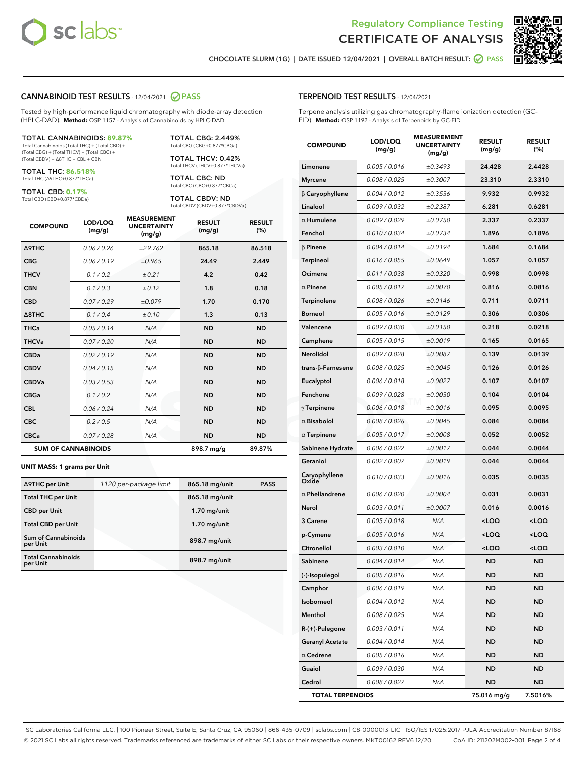Regulatory Compliance Testing

# CERTIFICATE OF ANALYSIS

CHOCOLATE SLURM (1G) | DATE ISSUED 12/04/2021 | OVERALL BATCH RESULT: PASS

## CANNABINOID TEST RESULTS - 12/04/2021 PASS

Tested by high-performance liquid chromatography with diode-array detection (HPLC-DAD). **Method:** QSP 1157 - Analysis of Cannabinoids by HPLC-DAD

**TOTAL CANNABINOIDS: 89.87%**
Total Cannabinoids (Total THC) + (Total CBD) + (Total CBG) + (Total THCV) + (Total CBC) + (Total CBDV) + Δ8THC + CBL + CBN

**TOTAL THC: 86.518%**
Total THC (Δ9THC+0.877*THCa)

**TOTAL CBD: 0.17%**
Total CBD (CBD+0.877*CBDa)

**TOTAL CBG: 2.449%**
Total CBG (CBG+0.877*CBGa)

**TOTAL THCV: 0.42%**
Total THCV (THCV+0.877*THCVa)

**TOTAL CBC: ND**
Total CBC (CBC+0.877*CBCa)

**TOTAL CBDV: ND**
Total CBDV (CBDV+0.877*CBDVa)

| COMPOUND | LOD/LOQ (mg/g) | MEASUREMENT UNCERTAINTY (mg/g) | RESULT (mg/g) | RESULT (%) |
|---|---|---|---|---|
| Δ9THC | 0.06 / 0.26 | ±29.762 | 865.18 | 86.518 |
| CBG | 0.06 / 0.19 | ±0.965 | 24.49 | 2.449 |
| THCV | 0.1 / 0.2 | ±0.21 | 4.2 | 0.42 |
| CBN | 0.1 / 0.3 | ±0.12 | 1.8 | 0.18 |
| CBD | 0.07 / 0.29 | ±0.079 | 1.70 | 0.170 |
| Δ8THC | 0.1 / 0.4 | ±0.10 | 1.3 | 0.13 |
| THCa | 0.05 / 0.14 | N/A | ND | ND |
| THCVa | 0.07 / 0.20 | N/A | ND | ND |
| CBDa | 0.02 / 0.19 | N/A | ND | ND |
| CBDV | 0.04 / 0.15 | N/A | ND | ND |
| CBDVa | 0.03 / 0.53 | N/A | ND | ND |
| CBGa | 0.1 / 0.2 | N/A | ND | ND |
| CBL | 0.06 / 0.24 | N/A | ND | ND |
| CBC | 0.2 / 0.5 | N/A | ND | ND |
| CBCa | 0.07 / 0.28 | N/A | ND | ND |
| **SUM OF CANNABINOIDS** | | | 898.7 mg/g | 89.87% |

**UNIT MASS: 1 grams per Unit**

| | | | |
|---|---|---|---|
| Δ9THC per Unit | 1120 per-package limit | 865.18 mg/unit | PASS |
| Total THC per Unit | | 865.18 mg/unit | |
| CBD per Unit | | 1.70 mg/unit | |
| Total CBD per Unit | | 1.70 mg/unit | |
| Sum of Cannabinoids per Unit | | 898.7 mg/unit | |
| Total Cannabinoids per Unit | | 898.7 mg/unit | |

## TERPENOID TEST RESULTS - 12/04/2021

Terpene analysis utilizing gas chromatography-flame ionization detection (GC-FID). **Method:** QSP 1192 - Analysis of Terpenoids by GC-FID

| COMPOUND | LOD/LOQ (mg/g) | MEASUREMENT UNCERTAINTY (mg/g) | RESULT (mg/g) | RESULT (%) |
|---|---|---|---|---|
| Limonene | 0.005 / 0.016 | ±0.3493 | 24.428 | 2.4428 |
| Myrcene | 0.008 / 0.025 | ±0.3007 | 23.310 | 2.3310 |
| β Caryophyllene | 0.004 / 0.012 | ±0.3536 | 9.932 | 0.9932 |
| Linalool | 0.009 / 0.032 | ±0.2387 | 6.281 | 0.6281 |
| α Humulene | 0.009 / 0.029 | ±0.0750 | 2.337 | 0.2337 |
| Fenchol | 0.010 / 0.034 | ±0.0734 | 1.896 | 0.1896 |
| β Pinene | 0.004 / 0.014 | ±0.0194 | 1.684 | 0.1684 |
| Terpineol | 0.016 / 0.055 | ±0.0649 | 1.057 | 0.1057 |
| Ocimene | 0.011 / 0.038 | ±0.0320 | 0.998 | 0.0998 |
| α Pinene | 0.005 / 0.017 | ±0.0070 | 0.816 | 0.0816 |
| Terpinolene | 0.008 / 0.026 | ±0.0146 | 0.711 | 0.0711 |
| Borneol | 0.005 / 0.016 | ±0.0129 | 0.306 | 0.0306 |
| Valencene | 0.009 / 0.030 | ±0.0150 | 0.218 | 0.0218 |
| Camphene | 0.005 / 0.015 | ±0.0019 | 0.165 | 0.0165 |
| Nerolidol | 0.009 / 0.028 | ±0.0087 | 0.139 | 0.0139 |
| trans-β-Farnesene | 0.008 / 0.025 | ±0.0045 | 0.126 | 0.0126 |
| Eucalyptol | 0.006 / 0.018 | ±0.0027 | 0.107 | 0.0107 |
| Fenchone | 0.009 / 0.028 | ±0.0030 | 0.104 | 0.0104 |
| γ Terpinene | 0.006 / 0.018 | ±0.0016 | 0.095 | 0.0095 |
| α Bisabolol | 0.008 / 0.026 | ±0.0045 | 0.084 | 0.0084 |
| α Terpinene | 0.005 / 0.017 | ±0.0008 | 0.052 | 0.0052 |
| Sabinene Hydrate | 0.006 / 0.022 | ±0.0017 | 0.044 | 0.0044 |
| Geraniol | 0.002 / 0.007 | ±0.0019 | 0.044 | 0.0044 |
| Caryophyllene Oxide | 0.010 / 0.033 | ±0.0016 | 0.035 | 0.0035 |
| α Phellandrene | 0.006 / 0.020 | ±0.0004 | 0.031 | 0.0031 |
| Nerol | 0.003 / 0.011 | ±0.0007 | 0.016 | 0.0016 |
| 3 Carene | 0.005 / 0.018 | N/A | <LOQ | <LOQ |
| p-Cymene | 0.005 / 0.016 | N/A | <LOQ | <LOQ |
| Citronellol | 0.003 / 0.010 | N/A | <LOQ | <LOQ |
| Sabinene | 0.004 / 0.014 | N/A | ND | ND |
| (-)-Isopulegol | 0.005 / 0.016 | N/A | ND | ND |
| Camphor | 0.006 / 0.019 | N/A | ND | ND |
| Isoborneol | 0.004 / 0.012 | N/A | ND | ND |
| Menthol | 0.008 / 0.025 | N/A | ND | ND |
| R-(+)-Pulegone | 0.003 / 0.011 | N/A | ND | ND |
| Geranyl Acetate | 0.004 / 0.014 | N/A | ND | ND |
| α Cedrene | 0.005 / 0.016 | N/A | ND | ND |
| Guaiol | 0.009 / 0.030 | N/A | ND | ND |
| Cedrol | 0.008 / 0.027 | N/A | ND | ND |
| **TOTAL TERPENOIDS** | | | 75.016 mg/g | 7.5016% |

SC Laboratories California LLC. | 100 Pioneer Street, Suite E, Santa Cruz, CA 95060 | 866-435-0709 | sclabs.com | C8-0000013-LIC | ISO/IES 17025:2017 PJLA Accreditation Number 87168
© 2021 SC Labs all rights reserved. Trademarks referenced are trademarks of either SC Labs or their respective owners. MKT00162 REV6 12/20 CoA ID: 211202M002-001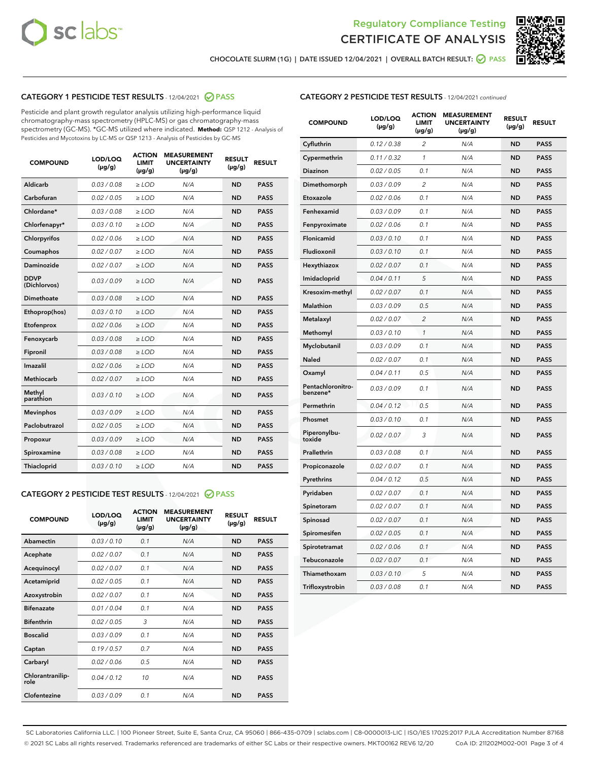Regulatory Compliance Testing
CERTIFICATE OF ANALYSIS

CHOCOLATE SLURM (1G) | DATE ISSUED 12/04/2021 | OVERALL BATCH RESULT: PASS

## CATEGORY 1 PESTICIDE TEST RESULTS - 12/04/2021 PASS

Pesticide and plant growth regulator analysis utilizing high-performance liquid chromatography-mass spectrometry (HPLC-MS) or gas chromatography-mass spectrometry (GC-MS). *GC-MS utilized where indicated. **Method:** QSP 1212 - Analysis of Pesticides and Mycotoxins by LC-MS or QSP 1213 - Analysis of Pesticides by GC-MS

| COMPOUND | LOD/LOQ (µg/g) | ACTION LIMIT (µg/g) | MEASUREMENT UNCERTAINTY (µg/g) | RESULT (µg/g) | RESULT |
|---|---|---|---|---|---|
| Aldicarb | 0.03 / 0.08 | ≥ LOD | N/A | ND | PASS |
| Carbofuran | 0.02 / 0.05 | ≥ LOD | N/A | ND | PASS |
| Chlordane* | 0.03 / 0.08 | ≥ LOD | N/A | ND | PASS |
| Chlorfenapyr* | 0.03 / 0.10 | ≥ LOD | N/A | ND | PASS |
| Chlorpyrifos | 0.02 / 0.06 | ≥ LOD | N/A | ND | PASS |
| Coumaphos | 0.02 / 0.07 | ≥ LOD | N/A | ND | PASS |
| Daminozide | 0.02 / 0.07 | ≥ LOD | N/A | ND | PASS |
| DDVP (Dichlorvos) | 0.03 / 0.09 | ≥ LOD | N/A | ND | PASS |
| Dimethoate | 0.03 / 0.08 | ≥ LOD | N/A | ND | PASS |
| Ethoprop(hos) | 0.03 / 0.10 | ≥ LOD | N/A | ND | PASS |
| Etofenprox | 0.02 / 0.06 | ≥ LOD | N/A | ND | PASS |
| Fenoxycarb | 0.03 / 0.08 | ≥ LOD | N/A | ND | PASS |
| Fipronil | 0.03 / 0.08 | ≥ LOD | N/A | ND | PASS |
| Imazalil | 0.02 / 0.06 | ≥ LOD | N/A | ND | PASS |
| Methiocarb | 0.02 / 0.07 | ≥ LOD | N/A | ND | PASS |
| Methyl parathion | 0.03 / 0.10 | ≥ LOD | N/A | ND | PASS |
| Mevinphos | 0.03 / 0.09 | ≥ LOD | N/A | ND | PASS |
| Paclobutrazol | 0.02 / 0.05 | ≥ LOD | N/A | ND | PASS |
| Propoxur | 0.03 / 0.09 | ≥ LOD | N/A | ND | PASS |
| Spiroxamine | 0.03 / 0.08 | ≥ LOD | N/A | ND | PASS |
| Thiacloprid | 0.03 / 0.10 | ≥ LOD | N/A | ND | PASS |

## CATEGORY 2 PESTICIDE TEST RESULTS - 12/04/2021 PASS

| COMPOUND | LOD/LOQ (µg/g) | ACTION LIMIT (µg/g) | MEASUREMENT UNCERTAINTY (µg/g) | RESULT (µg/g) | RESULT |
|---|---|---|---|---|---|
| Abamectin | 0.03 / 0.10 | 0.1 | N/A | ND | PASS |
| Acephate | 0.02 / 0.07 | 0.1 | N/A | ND | PASS |
| Acequinocyl | 0.02 / 0.07 | 0.1 | N/A | ND | PASS |
| Acetamiprid | 0.02 / 0.05 | 0.1 | N/A | ND | PASS |
| Azoxystrobin | 0.02 / 0.07 | 0.1 | N/A | ND | PASS |
| Bifenazate | 0.01 / 0.04 | 0.1 | N/A | ND | PASS |
| Bifenthrin | 0.02 / 0.05 | 3 | N/A | ND | PASS |
| Boscalid | 0.03 / 0.09 | 0.1 | N/A | ND | PASS |
| Captan | 0.19 / 0.57 | 0.7 | N/A | ND | PASS |
| Carbaryl | 0.02 / 0.06 | 0.5 | N/A | ND | PASS |
| Chlorantraniliprole | 0.04 / 0.12 | 10 | N/A | ND | PASS |
| Clofentezine | 0.03 / 0.09 | 0.1 | N/A | ND | PASS |
| Cyfluthrin | 0.12 / 0.38 | 2 | N/A | ND | PASS |
| Cypermethrin | 0.11 / 0.32 | 1 | N/A | ND | PASS |
| Diazinon | 0.02 / 0.05 | 0.1 | N/A | ND | PASS |
| Dimethomorph | 0.03 / 0.09 | 2 | N/A | ND | PASS |
| Etoxazole | 0.02 / 0.06 | 0.1 | N/A | ND | PASS |
| Fenhexamid | 0.03 / 0.09 | 0.1 | N/A | ND | PASS |
| Fenpyroximate | 0.02 / 0.06 | 0.1 | N/A | ND | PASS |
| Flonicamid | 0.03 / 0.10 | 0.1 | N/A | ND | PASS |
| Fludioxonil | 0.03 / 0.10 | 0.1 | N/A | ND | PASS |
| Hexythiazox | 0.02 / 0.07 | 0.1 | N/A | ND | PASS |
| Imidacloprid | 0.04 / 0.11 | 5 | N/A | ND | PASS |
| Kresoxim-methyl | 0.02 / 0.07 | 0.1 | N/A | ND | PASS |
| Malathion | 0.03 / 0.09 | 0.5 | N/A | ND | PASS |
| Metalaxyl | 0.02 / 0.07 | 2 | N/A | ND | PASS |
| Methomyl | 0.03 / 0.10 | 1 | N/A | ND | PASS |
| Myclobutanil | 0.03 / 0.09 | 0.1 | N/A | ND | PASS |
| Naled | 0.02 / 0.07 | 0.1 | N/A | ND | PASS |
| Oxamyl | 0.04 / 0.11 | 0.5 | N/A | ND | PASS |
| Pentachloronitrobenzene* | 0.03 / 0.09 | 0.1 | N/A | ND | PASS |
| Permethrin | 0.04 / 0.12 | 0.5 | N/A | ND | PASS |
| Phosmet | 0.03 / 0.10 | 0.1 | N/A | ND | PASS |
| Piperonylbutoxide | 0.02 / 0.07 | 3 | N/A | ND | PASS |
| Prallethrin | 0.03 / 0.08 | 0.1 | N/A | ND | PASS |
| Propiconazole | 0.02 / 0.07 | 0.1 | N/A | ND | PASS |
| Pyrethrins | 0.04 / 0.12 | 0.5 | N/A | ND | PASS |
| Pyridaben | 0.02 / 0.07 | 0.1 | N/A | ND | PASS |
| Spinetoram | 0.02 / 0.07 | 0.1 | N/A | ND | PASS |
| Spinosad | 0.02 / 0.07 | 0.1 | N/A | ND | PASS |
| Spiromesifen | 0.02 / 0.05 | 0.1 | N/A | ND | PASS |
| Spirotetramat | 0.02 / 0.06 | 0.1 | N/A | ND | PASS |
| Tebuconazole | 0.02 / 0.07 | 0.1 | N/A | ND | PASS |
| Thiamethoxam | 0.03 / 0.10 | 5 | N/A | ND | PASS |
| Trifloxystrobin | 0.03 / 0.08 | 0.1 | N/A | ND | PASS |

SC Laboratories California LLC. | 100 Pioneer Street, Suite E, Santa Cruz, CA 95060 | 866-435-0709 | sclabs.com | C8-0000013-LIC | ISO/IES 17025:2017 PJLA Accreditation Number 87168
© 2021 SC Labs all rights reserved. Trademarks referenced are trademarks of either SC Labs or their respective owners. MKT00162 REV6 12/20 CoA ID: 211202M002-001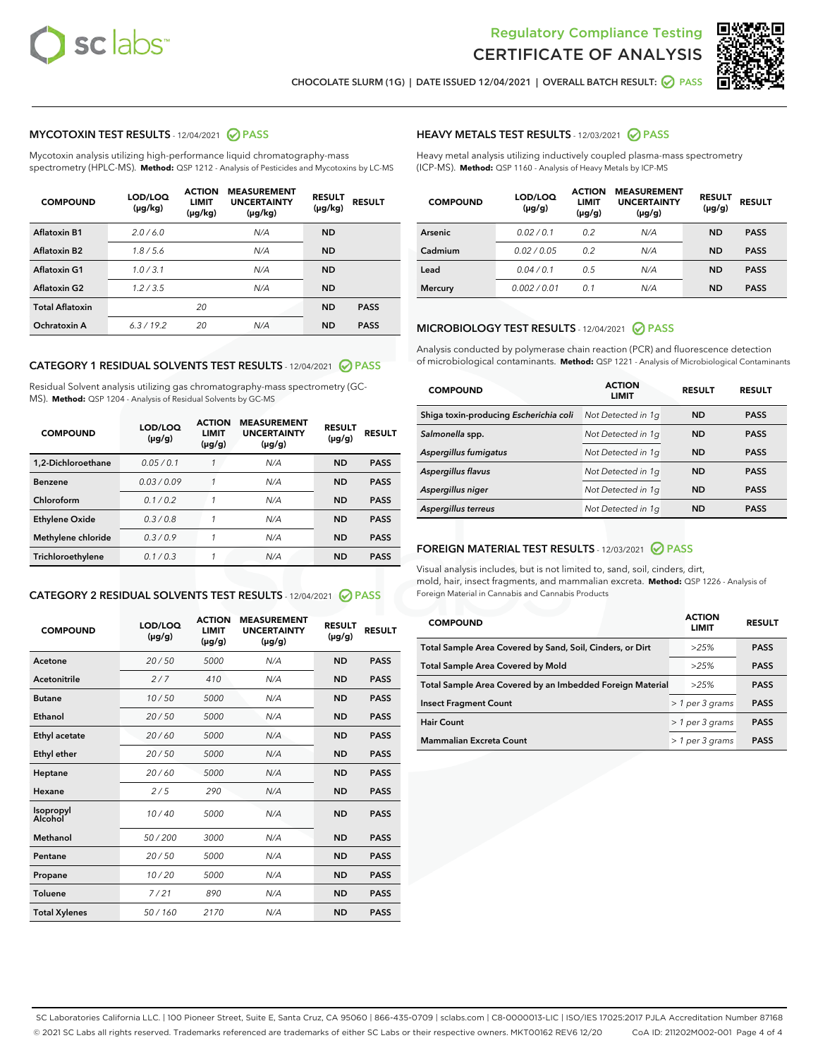Regulatory Compliance Testing

# CERTIFICATE OF ANALYSIS

CHOCOLATE SLURM (1G) | DATE ISSUED 12/04/2021 | OVERALL BATCH RESULT: PASS

## MYCOTOXIN TEST RESULTS - 12/04/2021 PASS

Mycotoxin analysis utilizing high-performance liquid chromatography-mass spectrometry (HPLC-MS). **Method:** QSP 1212 - Analysis of Pesticides and Mycotoxins by LC-MS

| COMPOUND | LOD/LOQ (μg/kg) | ACTION LIMIT (μg/kg) | MEASUREMENT UNCERTAINTY (μg/kg) | RESULT (μg/kg) | RESULT |
|---|---|---|---|---|---|
| Aflatoxin B1 | 2.0 / 6.0 | | N/A | ND | |
| Aflatoxin B2 | 1.8 / 5.6 | | N/A | ND | |
| Aflatoxin G1 | 1.0 / 3.1 | | N/A | ND | |
| Aflatoxin G2 | 1.2 / 3.5 | | N/A | ND | |
| Total Aflatoxin | | 20 | | ND | PASS |
| Ochratoxin A | 6.3 / 19.2 | 20 | N/A | ND | PASS |

## CATEGORY 1 RESIDUAL SOLVENTS TEST RESULTS - 12/04/2021 PASS

Residual Solvent analysis utilizing gas chromatography-mass spectrometry (GC-MS). **Method:** QSP 1204 - Analysis of Residual Solvents by GC-MS

| COMPOUND | LOD/LOQ (μg/g) | ACTION LIMIT (μg/g) | MEASUREMENT UNCERTAINTY (μg/g) | RESULT (μg/g) | RESULT |
|---|---|---|---|---|---|
| 1,2-Dichloroethane | 0.05 / 0.1 | 1 | N/A | ND | PASS |
| Benzene | 0.03 / 0.09 | 1 | N/A | ND | PASS |
| Chloroform | 0.1 / 0.2 | 1 | N/A | ND | PASS |
| Ethylene Oxide | 0.3 / 0.8 | 1 | N/A | ND | PASS |
| Methylene chloride | 0.3 / 0.9 | 1 | N/A | ND | PASS |
| Trichloroethylene | 0.1 / 0.3 | 1 | N/A | ND | PASS |

## CATEGORY 2 RESIDUAL SOLVENTS TEST RESULTS - 12/04/2021 PASS

| COMPOUND | LOD/LOQ (μg/g) | ACTION LIMIT (μg/g) | MEASUREMENT UNCERTAINTY (μg/g) | RESULT (μg/g) | RESULT |
|---|---|---|---|---|---|
| Acetone | 20 / 50 | 5000 | N/A | ND | PASS |
| Acetonitrile | 2 / 7 | 410 | N/A | ND | PASS |
| Butane | 10 / 50 | 5000 | N/A | ND | PASS |
| Ethanol | 20 / 50 | 5000 | N/A | ND | PASS |
| Ethyl acetate | 20 / 60 | 5000 | N/A | ND | PASS |
| Ethyl ether | 20 / 50 | 5000 | N/A | ND | PASS |
| Heptane | 20 / 60 | 5000 | N/A | ND | PASS |
| Hexane | 2 / 5 | 290 | N/A | ND | PASS |
| Isopropyl Alcohol | 10 / 40 | 5000 | N/A | ND | PASS |
| Methanol | 50 / 200 | 3000 | N/A | ND | PASS |
| Pentane | 20 / 50 | 5000 | N/A | ND | PASS |
| Propane | 10 / 20 | 5000 | N/A | ND | PASS |
| Toluene | 7 / 21 | 890 | N/A | ND | PASS |
| Total Xylenes | 50 / 160 | 2170 | N/A | ND | PASS |

## HEAVY METALS TEST RESULTS - 12/03/2021 PASS

Heavy metal analysis utilizing inductively coupled plasma-mass spectrometry (ICP-MS). **Method:** QSP 1160 - Analysis of Heavy Metals by ICP-MS

| COMPOUND | LOD/LOQ (μg/g) | ACTION LIMIT (μg/g) | MEASUREMENT UNCERTAINTY (μg/g) | RESULT (μg/g) | RESULT |
|---|---|---|---|---|---|
| Arsenic | 0.02 / 0.1 | 0.2 | N/A | ND | PASS |
| Cadmium | 0.02 / 0.05 | 0.2 | N/A | ND | PASS |
| Lead | 0.04 / 0.1 | 0.5 | N/A | ND | PASS |
| Mercury | 0.002 / 0.01 | 0.1 | N/A | ND | PASS |

## MICROBIOLOGY TEST RESULTS - 12/04/2021 PASS

Analysis conducted by polymerase chain reaction (PCR) and fluorescence detection of microbiological contaminants. **Method:** QSP 1221 - Analysis of Microbiological Contaminants

| COMPOUND | ACTION LIMIT | RESULT | RESULT |
|---|---|---|---|
| Shiga toxin-producing *Escherichia coli* | Not Detected in 1g | ND | PASS |
| *Salmonella* spp. | Not Detected in 1g | ND | PASS |
| *Aspergillus fumigatus* | Not Detected in 1g | ND | PASS |
| *Aspergillus flavus* | Not Detected in 1g | ND | PASS |
| *Aspergillus niger* | Not Detected in 1g | ND | PASS |
| *Aspergillus terreus* | Not Detected in 1g | ND | PASS |

## FOREIGN MATERIAL TEST RESULTS - 12/03/2021 PASS

Visual analysis includes, but is not limited to, sand, soil, cinders, dirt, mold, hair, insect fragments, and mammalian excreta. **Method:** QSP 1226 - Analysis of Foreign Material in Cannabis and Cannabis Products

| COMPOUND | ACTION LIMIT | RESULT |
|---|---|---|
| Total Sample Area Covered by Sand, Soil, Cinders, or Dirt | >25% | PASS |
| Total Sample Area Covered by Mold | >25% | PASS |
| Total Sample Area Covered by an Imbedded Foreign Material | >25% | PASS |
| Insect Fragment Count | > 1 per 3 grams | PASS |
| Hair Count | > 1 per 3 grams | PASS |
| Mammalian Excreta Count | > 1 per 3 grams | PASS |

SC Laboratories California LLC. | 100 Pioneer Street, Suite E, Santa Cruz, CA 95060 | 866-435-0709 | sclabs.com | C8-0000013-LIC | ISO/IES 17025:2017 PJLA Accreditation Number 87168
© 2021 SC Labs all rights reserved. Trademarks referenced are trademarks of either SC Labs or their respective owners. MKT00162 REV6 12/20 CoA ID: 211202M002-001